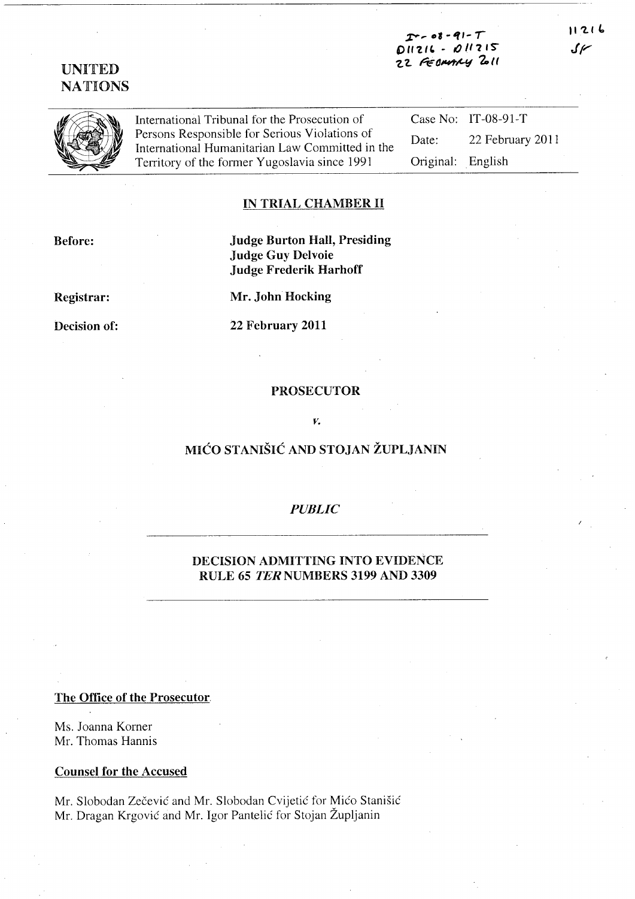IT-08-91-T
D11216 - D11215
22 FEBRUARY 2011

11216
SF

UNITED NATIONS

International Tribunal for the Prosecution of Persons Responsible for Serious Violations of International Humanitarian Law Committed in the Territory of the former Yugoslavia since 1991

Case No: IT-08-91-T

Date: 22 February 2011

Original: English

## IN TRIAL CHAMBER II

**Before:** **Judge Burton Hall, Presiding**
**Judge Guy Delvoie**
**Judge Frederik Harhoff**

**Registrar:** **Mr. John Hocking**

**Decision of:** **22 February 2011**

**PROSECUTOR**

*v.*

**MIĆO STANIŠIĆ AND STOJAN ŽUPLJANIN**

*PUBLIC*

**DECISION ADMITTING INTO EVIDENCE RULE 65 *TER* NUMBERS 3199 AND 3309**

**The Office of the Prosecutor**

Ms. Joanna Korner
Mr. Thomas Hannis

**Counsel for the Accused**

Mr. Slobodan Zečević and Mr. Slobodan Cvijetić for Mićo Stanišić
Mr. Dragan Krgović and Mr. Igor Pantelić for Stojan Župljanin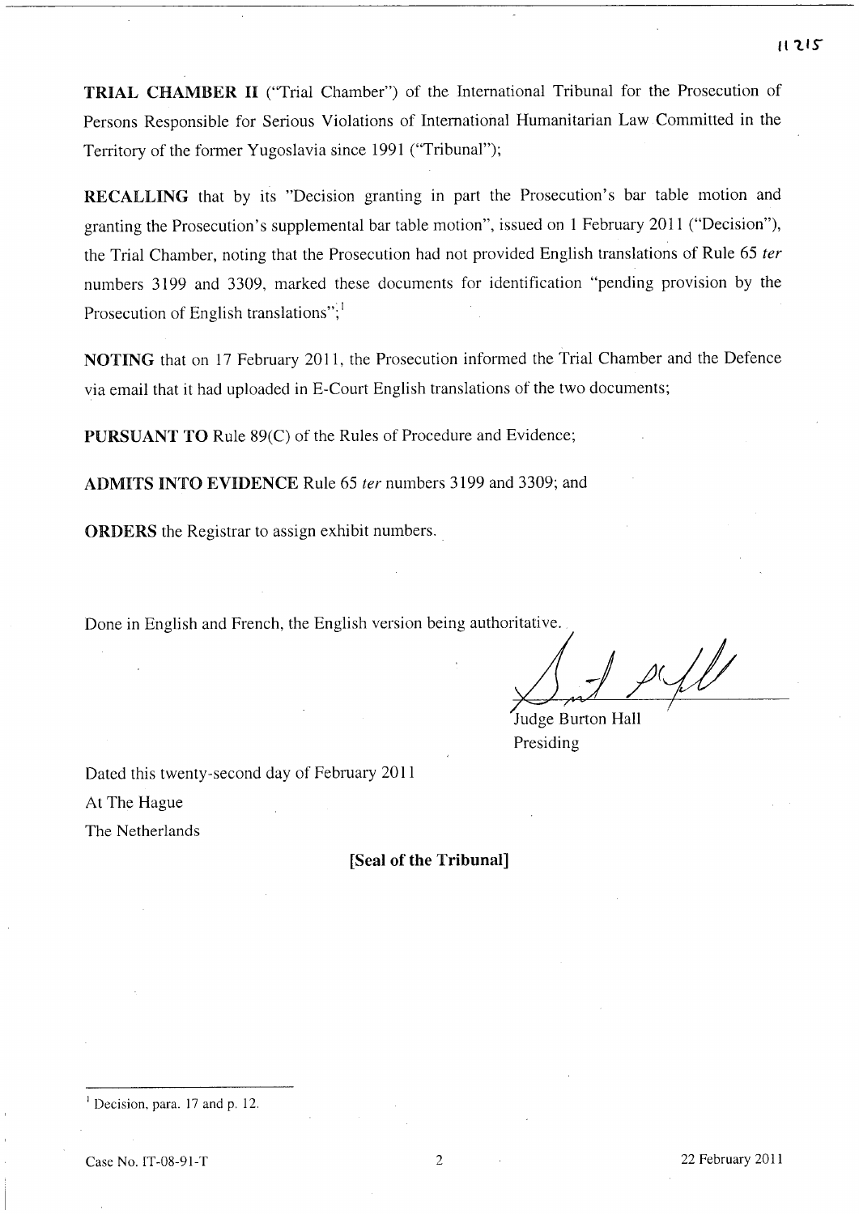**TRIAL CHAMBER II** ("Trial Chamber") of the International Tribunal for the Prosecution of Persons Responsible for Serious Violations of International Humanitarian Law Committed in the Territory of the former Yugoslavia since 1991 ("Tribunal");

**RECALLING** that by its "Decision granting in part the Prosecution's bar table motion and granting the Prosecution's supplemental bar table motion", issued on 1 February 2011 ("Decision"), the Trial Chamber, noting that the Prosecution had not provided English translations of Rule 65 *ter* numbers 3199 and 3309, marked these documents for identification "pending provision by the Prosecution of English translations";[1]

**NOTING** that on 17 February 2011, the Prosecution informed the Trial Chamber and the Defence via email that it had uploaded in E-Court English translations of the two documents;

**PURSUANT TO** Rule 89(C) of the Rules of Procedure and Evidence;

**ADMITS INTO EVIDENCE** Rule 65 *ter* numbers 3199 and 3309; and

**ORDERS** the Registrar to assign exhibit numbers.

Done in English and French, the English version being authoritative.

Judge Burton Hall
Presiding

Dated this twenty-second day of February 2011
At The Hague
The Netherlands

**[Seal of the Tribunal]**

---

[1] Decision, para. 17 and p. 12.

Case No. IT-08-91-T — 22 February 2011